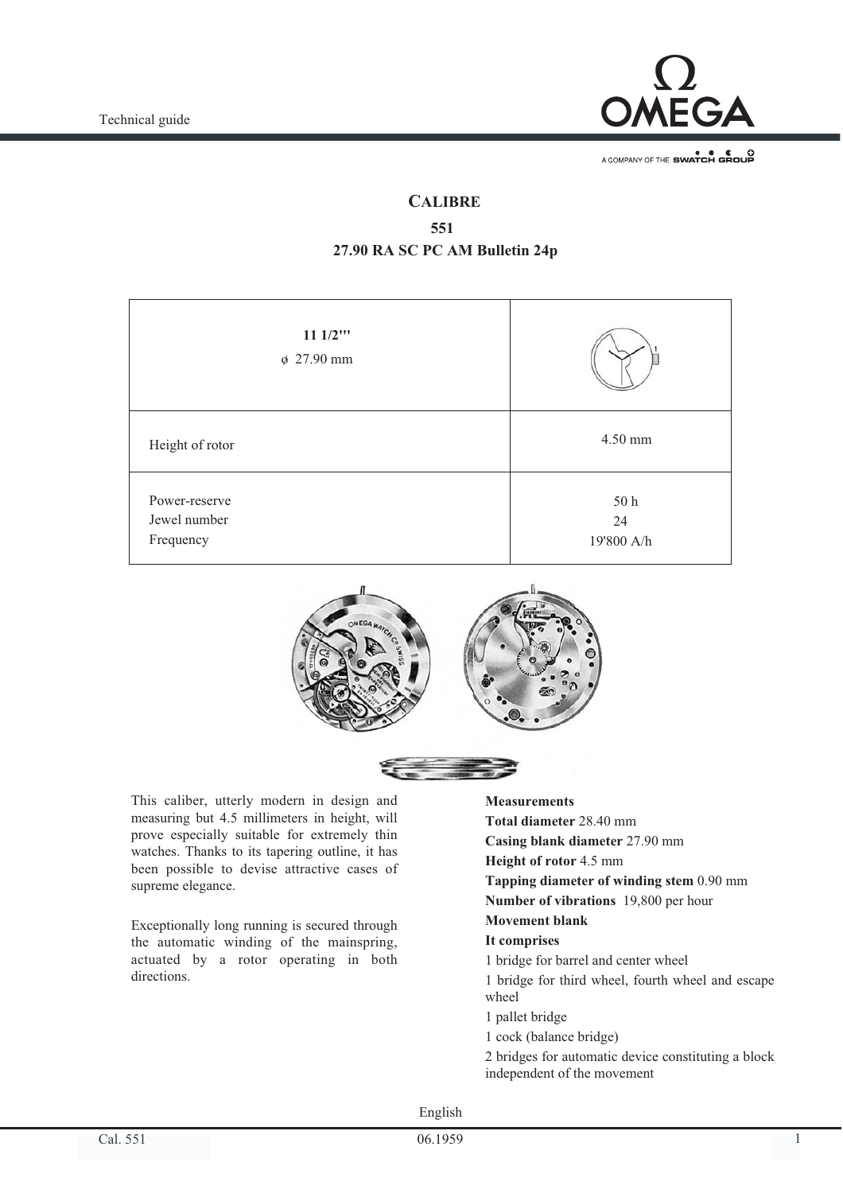Technical guide

# CALIBRE

## 551

## 27.90 RA SC PC AM Bulletin 24p

| **11 1/2'''**<br>ø 27.90 mm | |
|---|---|
| Height of rotor | 4.50 mm |
| Power-reserve<br>Jewel number<br>Frequency | 50 h<br>24<br>19'800 A/h |

This caliber, utterly modern in design and measuring but 4.5 millimeters in height, will prove especially suitable for extremely thin watches. Thanks to its tapering outline, it has been possible to devise attractive cases of supreme elegance.

Exceptionally long running is secured through the automatic winding of the mainspring, actuated by a rotor operating in both directions.

**Measurements**

**Total diameter** 28.40 mm

**Casing blank diameter** 27.90 mm

**Height of rotor** 4.5 mm

**Tapping diameter of winding stem** 0.90 mm

**Number of vibrations** 19,800 per hour

**Movement blank**

**It comprises**

1 bridge for barrel and center wheel

1 bridge for third wheel, fourth wheel and escape wheel

1 pallet bridge

1 cock (balance bridge)

2 bridges for automatic device constituting a block independent of the movement

English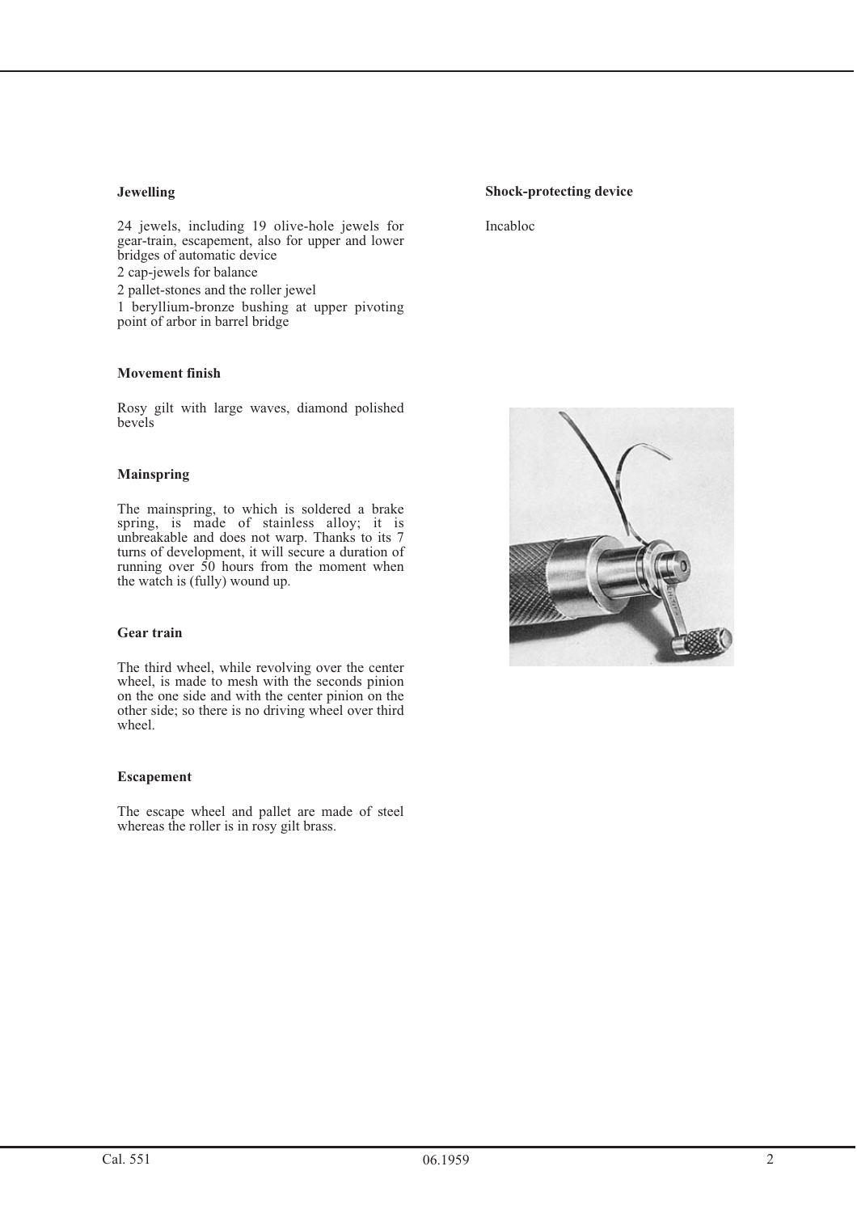### Jewelling

24 jewels, including 19 olive-hole jewels for gear-train, escapement, also for upper and lower bridges of automatic device

2 cap-jewels for balance

2 pallet-stones and the roller jewel

1 beryllium-bronze bushing at upper pivoting point of arbor in barrel bridge

### Movement finish

Rosy gilt with large waves, diamond polished bevels

### Mainspring

The mainspring, to which is soldered a brake spring, is made of stainless alloy; it is unbreakable and does not warp. Thanks to its 7 turns of development, it will secure a duration of running over 50 hours from the moment when the watch is (fully) wound up.

### Gear train

The third wheel, while revolving over the center wheel, is made to mesh with the seconds pinion on the one side and with the center pinion on the other side; so there is no driving wheel over third wheel.

### Escapement

The escape wheel and pallet are made of steel whereas the roller is in rosy gilt brass.

### Shock-protecting device

Incabloc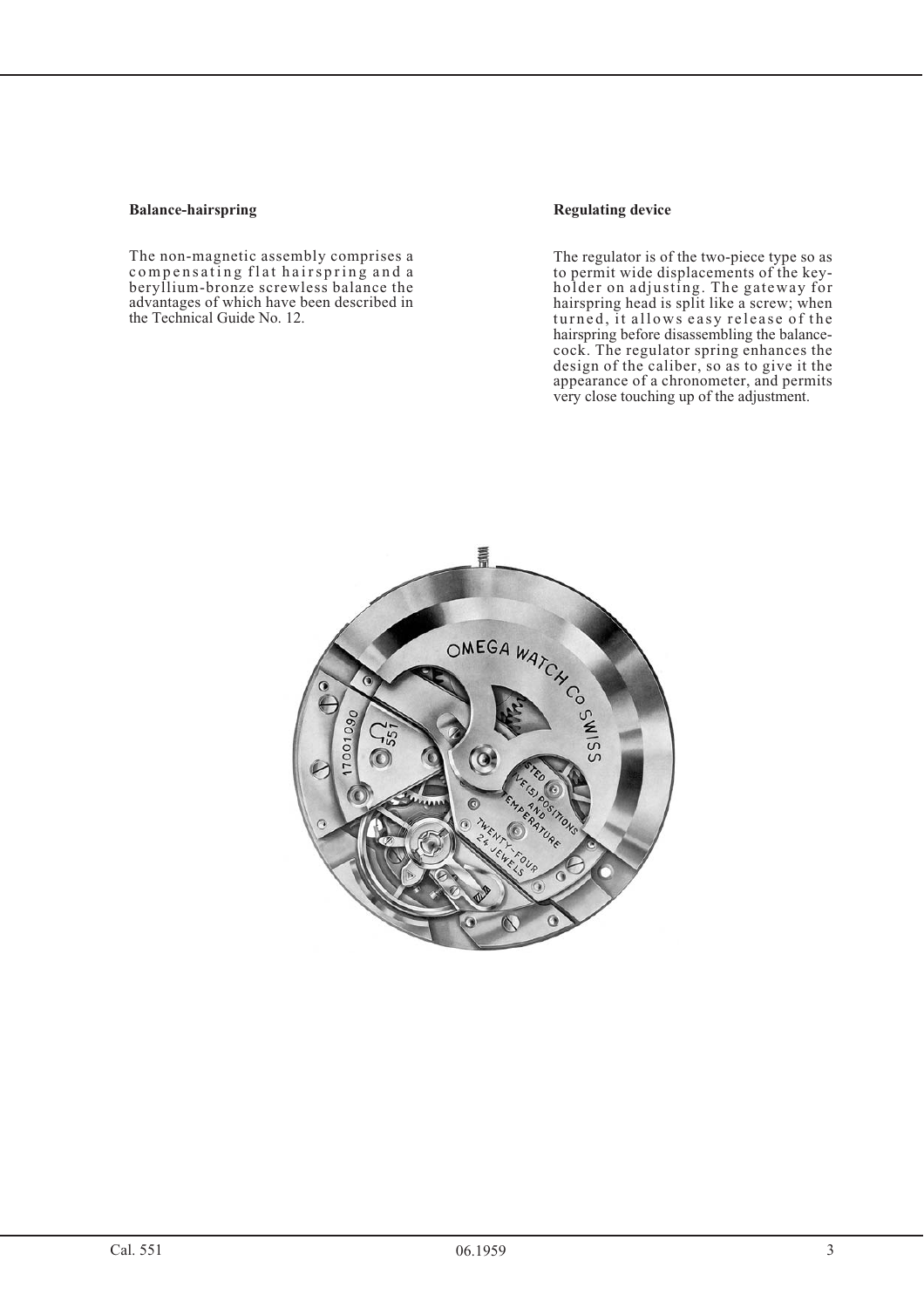**Balance-hairspring**

The non-magnetic assembly comprises a compensating flat hairspring and a beryllium-bronze screwless balance the advantages of which have been described in the Technical Guide No. 12.

**Regulating device**

The regulator is of the two-piece type so as to permit wide displacements of the key-holder on adjusting. The gateway for hairspring head is split like a screw; when turned, it allows easy release of the hairspring before disassembling the balance-cock. The regulator spring enhances the design of the caliber, so as to give it the appearance of a chronometer, and permits very close touching up of the adjustment.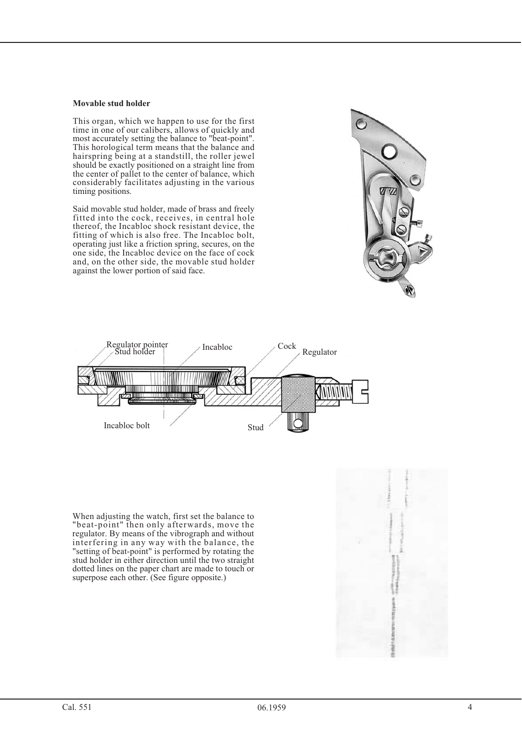**Movable stud holder**

This organ, which we happen to use for the first time in one of our calibers, allows of quickly and most accurately setting the balance to "beat-point". This horological term means that the balance and hairspring being at a standstill, the roller jewel should be exactly positioned on a straight line from the center of pallet to the center of balance, which considerably facilitates adjusting in the various timing positions.

Said movable stud holder, made of brass and freely fitted into the cock, receives, in central hole thereof, the Incabloc shock resistant device, the fitting of which is also free. The Incabloc bolt, operating just like a friction spring, secures, on the one side, the Incabloc device on the face of cock and, on the other side, the movable stud holder against the lower portion of said face.

Regulator pointer
Stud holder
Incabloc
Cock
Regulator
Incabloc bolt
Stud

When adjusting the watch, first set the balance to "beat-point" then only afterwards, move the regulator. By means of the vibrograph and without interfering in any way with the balance, the "setting of beat-point" is performed by rotating the stud holder in either direction until the two straight dotted lines on the paper chart are made to touch or superpose each other. (See figure opposite.)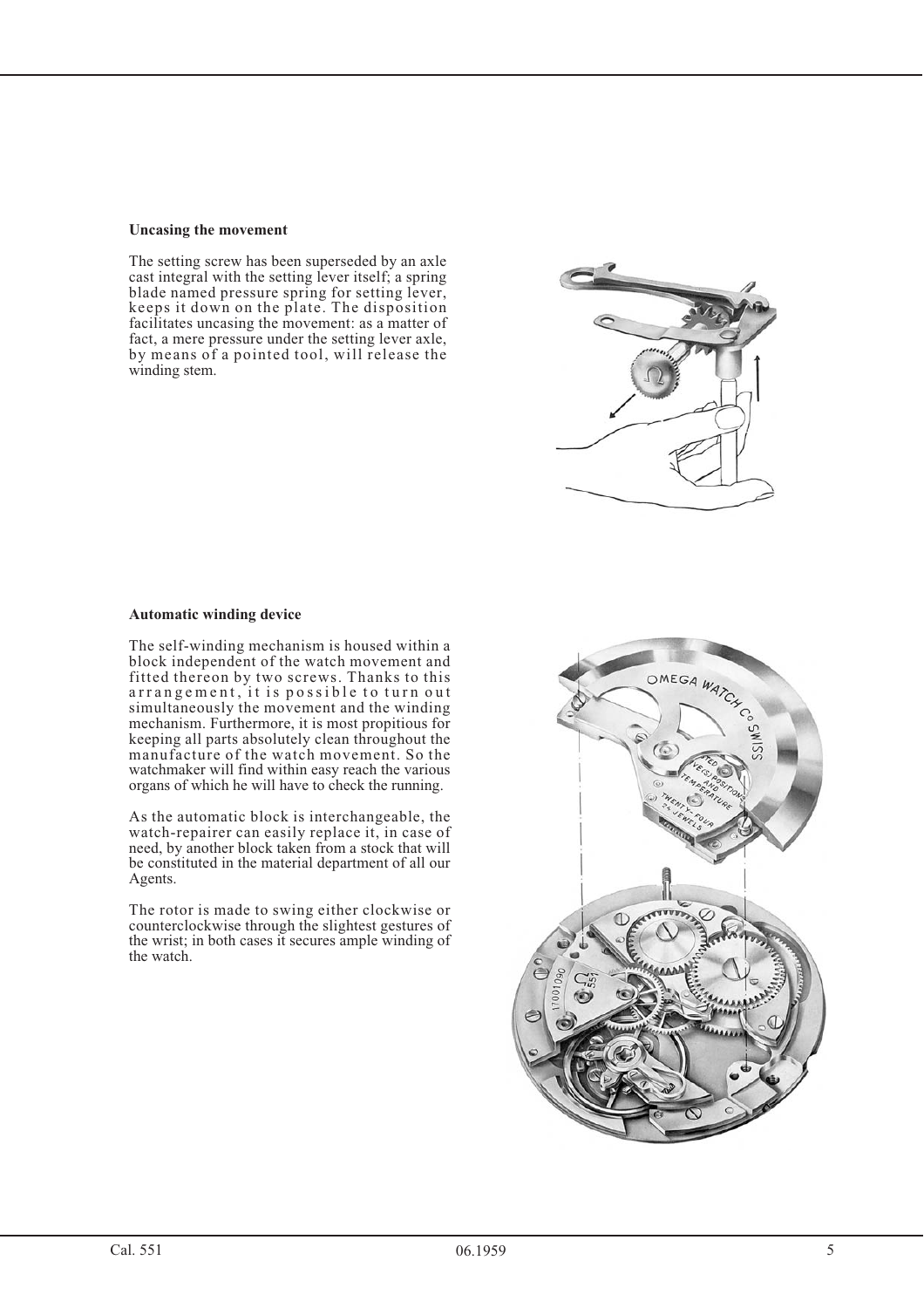**Uncasing the movement**

The setting screw has been superseded by an axle cast integral with the setting lever itself; a spring blade named pressure spring for setting lever, keeps it down on the plate. The disposition facilitates uncasing the movement: as a matter of fact, a mere pressure under the setting lever axle, by means of a pointed tool, will release the winding stem.

**Automatic winding device**

The self-winding mechanism is housed within a block independent of the watch movement and fitted thereon by two screws. Thanks to this arrangement, it is possible to turn out simultaneously the movement and the winding mechanism. Furthermore, it is most propitious for keeping all parts absolutely clean throughout the manufacture of the watch movement. So the watchmaker will find within easy reach the various organs of which he will have to check the running.

As the automatic block is interchangeable, the watch-repairer can easily replace it, in case of need, by another block taken from a stock that will be constituted in the material department of all our Agents.

The rotor is made to swing either clockwise or counterclockwise through the slightest gestures of the wrist; in both cases it secures ample winding of the watch.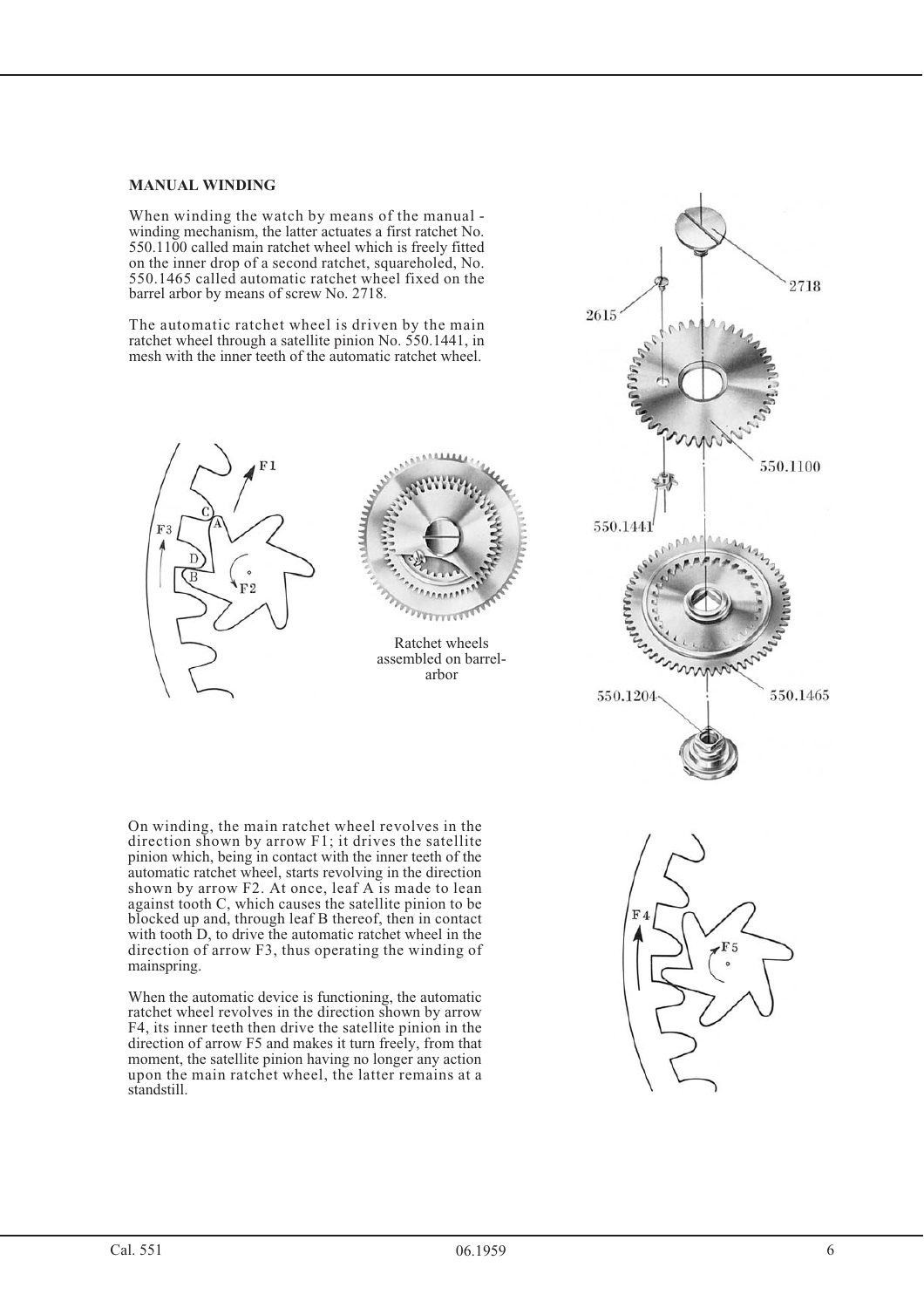### MANUAL WINDING

When winding the watch by means of the manual - winding mechanism, the latter actuates a first ratchet No. 550.1100 called main ratchet wheel which is freely fitted on the inner drop of a second ratchet, squareholed, No. 550.1465 called automatic ratchet wheel fixed on the barrel arbor by means of screw No. 2718.

The automatic ratchet wheel is driven by the main ratchet wheel through a satellite pinion No. 550.1441, in mesh with the inner teeth of the automatic ratchet wheel.

Ratchet wheels assembled on barrel-arbor

On winding, the main ratchet wheel revolves in the direction shown by arrow F1; it drives the satellite pinion which, being in contact with the inner teeth of the automatic ratchet wheel, starts revolving in the direction shown by arrow F2. At once, leaf A is made to lean against tooth C, which causes the satellite pinion to be blocked up and, through leaf B thereof, then in contact with tooth D, to drive the automatic ratchet wheel in the direction of arrow F3, thus operating the winding of mainspring.

When the automatic device is functioning, the automatic ratchet wheel revolves in the direction shown by arrow F4, its inner teeth then drive the satellite pinion in the direction of arrow F5 and makes it turn freely, from that moment, the satellite pinion having no longer any action upon the main ratchet wheel, the latter remains at a standstill.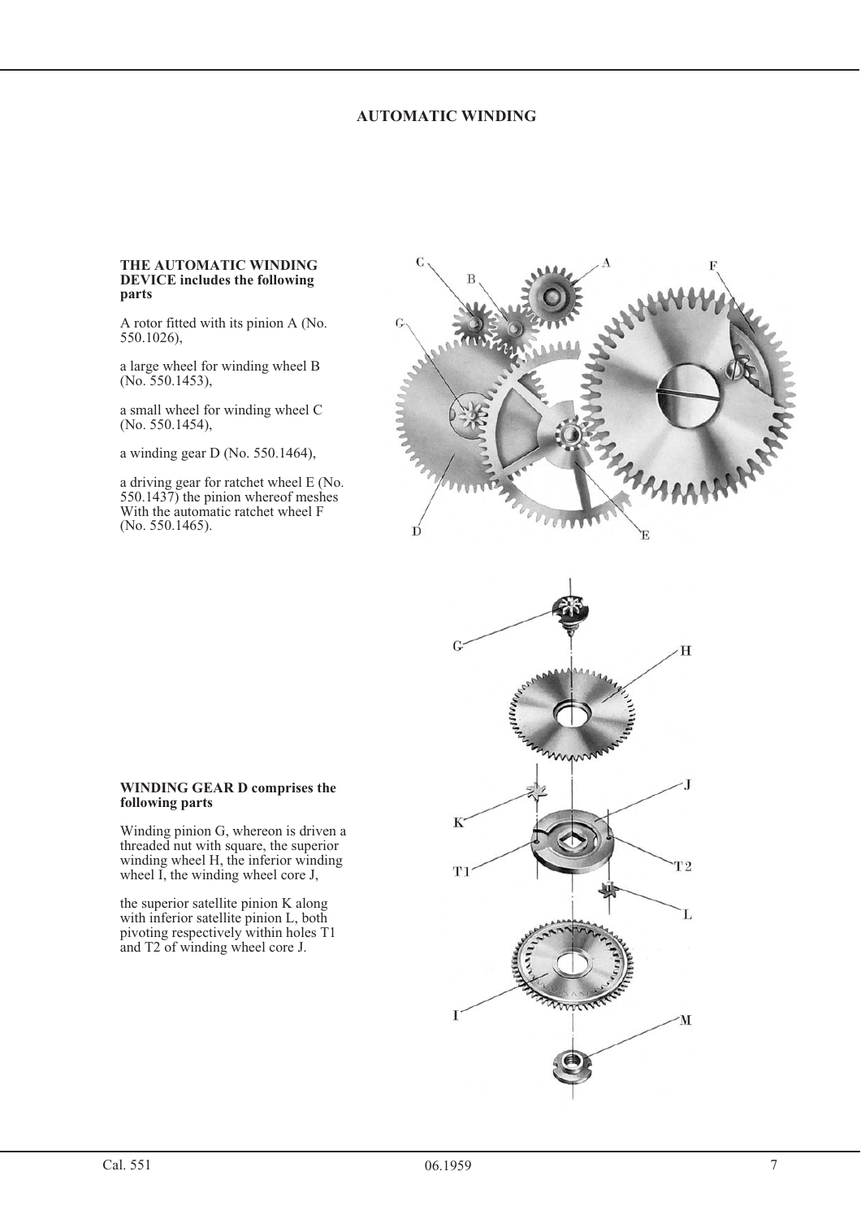## AUTOMATIC WINDING

**THE AUTOMATIC WINDING DEVICE includes the following parts**

A rotor fitted with its pinion A (No. 550.1026),

a large wheel for winding wheel B (No. 550.1453),

a small wheel for winding wheel C (No. 550.1454),

a winding gear D (No. 550.1464),

a driving gear for ratchet wheel E (No. 550.1437) the pinion whereof meshes With the automatic ratchet wheel F (No. 550.1465).

**WINDING GEAR D comprises the following parts**

Winding pinion G, whereon is driven a threaded nut with square, the superior winding wheel H, the inferior winding wheel I, the winding wheel core J,

the superior satellite pinion K along with inferior satellite pinion L, both pivoting respectively within holes T1 and T2 of winding wheel core J.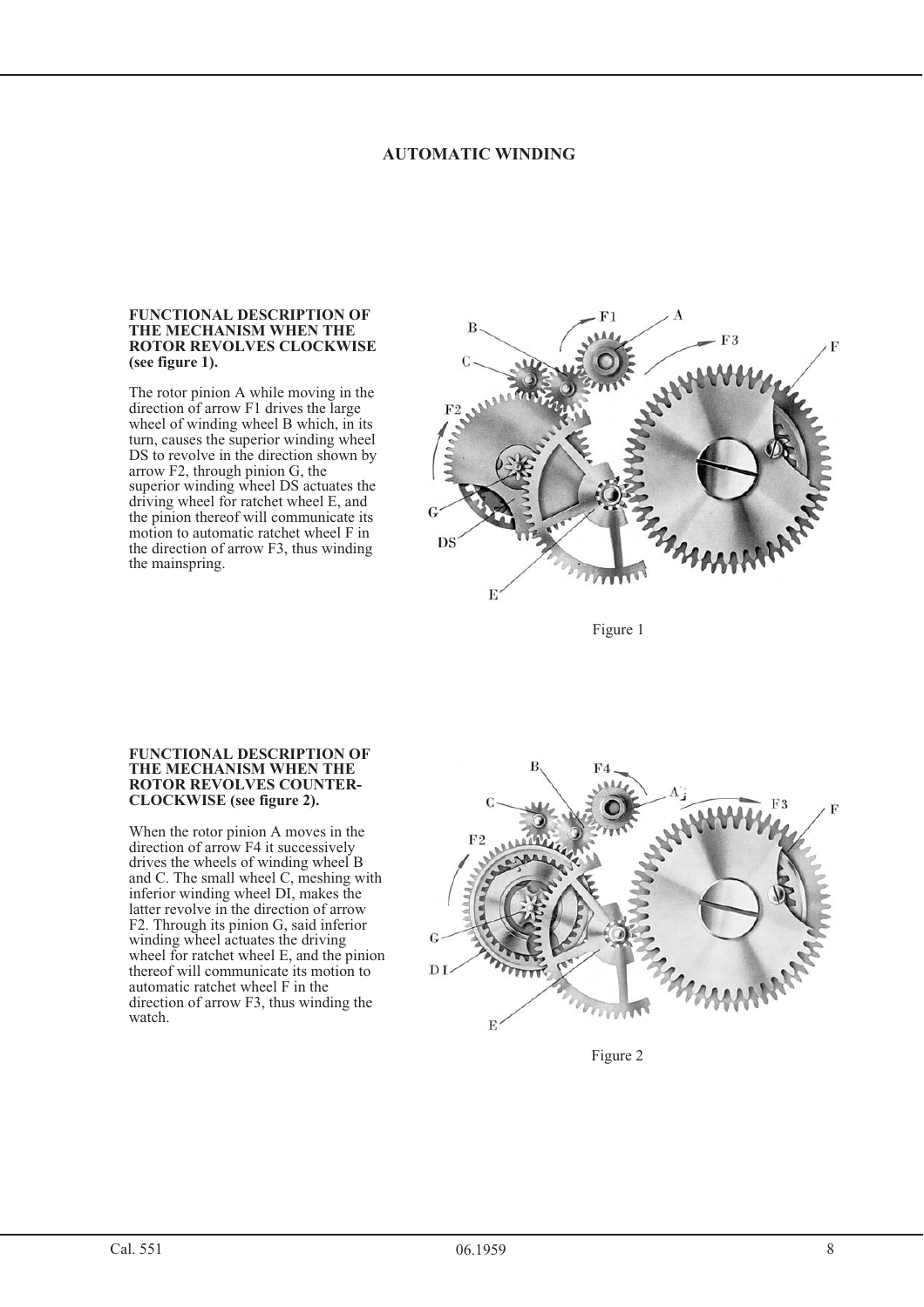## AUTOMATIC WINDING

**FUNCTIONAL DESCRIPTION OF THE MECHANISM WHEN THE ROTOR REVOLVES CLOCKWISE (see figure 1).**

The rotor pinion A while moving in the direction of arrow F1 drives the large wheel of winding wheel B which, in its turn, causes the superior winding wheel DS to revolve in the direction shown by arrow F2, through pinion G, the superior winding wheel DS actuates the driving wheel for ratchet wheel E, and the pinion thereof will communicate its motion to automatic ratchet wheel F in the direction of arrow F3, thus winding the mainspring.

Figure 1

**FUNCTIONAL DESCRIPTION OF THE MECHANISM WHEN THE ROTOR REVOLVES COUNTER-CLOCKWISE (see figure 2).**

When the rotor pinion A moves in the direction of arrow F4 it successively drives the wheels of winding wheel B and C. The small wheel C, meshing with inferior winding wheel DI, makes the latter revolve in the direction of arrow F2. Through its pinion G, said inferior winding wheel actuates the driving wheel for ratchet wheel E, and the pinion thereof will communicate its motion to automatic ratchet wheel F in the direction of arrow F3, thus winding the watch.

Figure 2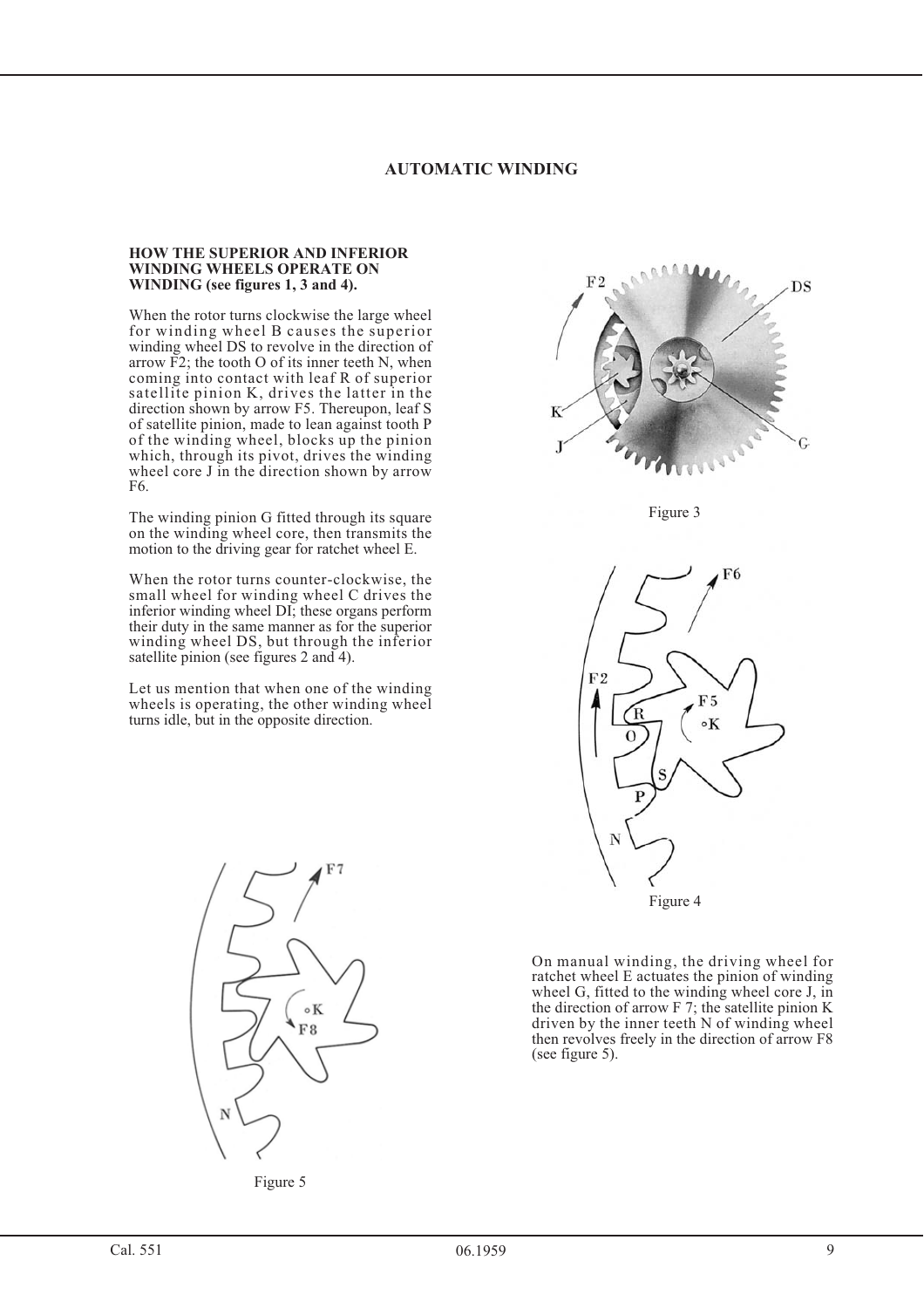## AUTOMATIC WINDING

### HOW THE SUPERIOR AND INFERIOR WINDING WHEELS OPERATE ON WINDING (see figures 1, 3 and 4).

When the rotor turns clockwise the large wheel for winding wheel B causes the superior winding wheel DS to revolve in the direction of arrow F2; the tooth O of its inner teeth N, when coming into contact with leaf R of superior satellite pinion K, drives the latter in the direction shown by arrow F5. Thereupon, leaf S of satellite pinion, made to lean against tooth P of the winding wheel, blocks up the pinion which, through its pivot, drives the winding wheel core J in the direction shown by arrow F6.

The winding pinion G fitted through its square on the winding wheel core, then transmits the motion to the driving gear for ratchet wheel E.

When the rotor turns counter-clockwise, the small wheel for winding wheel C drives the inferior winding wheel DI; these organs perform their duty in the same manner as for the superior winding wheel DS, but through the inferior satellite pinion (see figures 2 and 4).

Let us mention that when one of the winding wheels is operating, the other winding wheel turns idle, but in the opposite direction.

Figure 3

Figure 4

On manual winding, the driving wheel for ratchet wheel E actuates the pinion of winding wheel G, fitted to the winding wheel core J, in the direction of arrow F 7; the satellite pinion K driven by the inner teeth N of winding wheel then revolves freely in the direction of arrow F8 (see figure 5).

Figure 5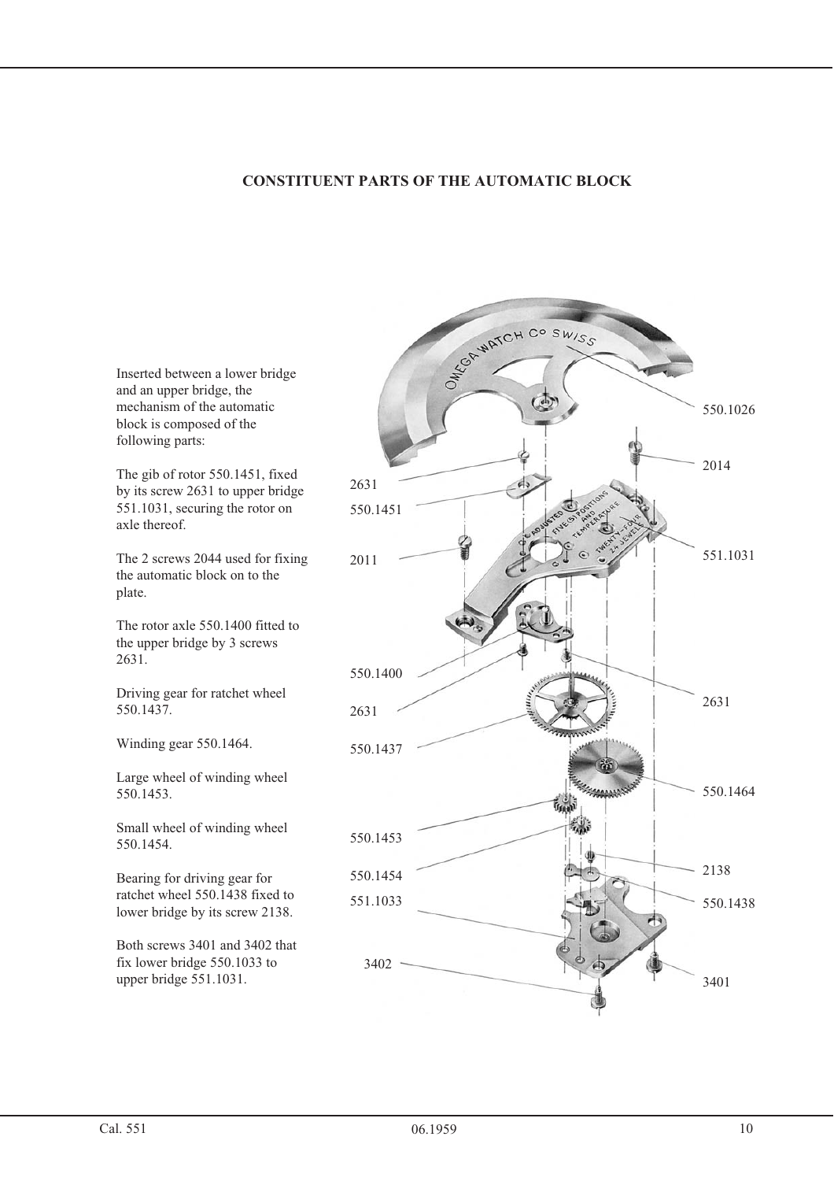## CONSTITUENT PARTS OF THE AUTOMATIC BLOCK

Inserted between a lower bridge and an upper bridge, the mechanism of the automatic block is composed of the following parts:

The gib of rotor 550.1451, fixed by its screw 2631 to upper bridge 551.1031, securing the rotor on axle thereof.

The 2 screws 2044 used for fixing the automatic block on to the plate.

The rotor axle 550.1400 fitted to the upper bridge by 3 screws 2631.

Driving gear for ratchet wheel 550.1437.

Winding gear 550.1464.

Large wheel of winding wheel 550.1453.

Small wheel of winding wheel 550.1454.

Bearing for driving gear for ratchet wheel 550.1438 fixed to lower bridge by its screw 2138.

Both screws 3401 and 3402 that fix lower bridge 550.1033 to upper bridge 551.1031.

550.1026

2631

2014

550.1451

2011

551.1031

550.1400

2631

2631

550.1437

550.1464

550.1453

550.1454

2138

551.1033

550.1438

3402

3401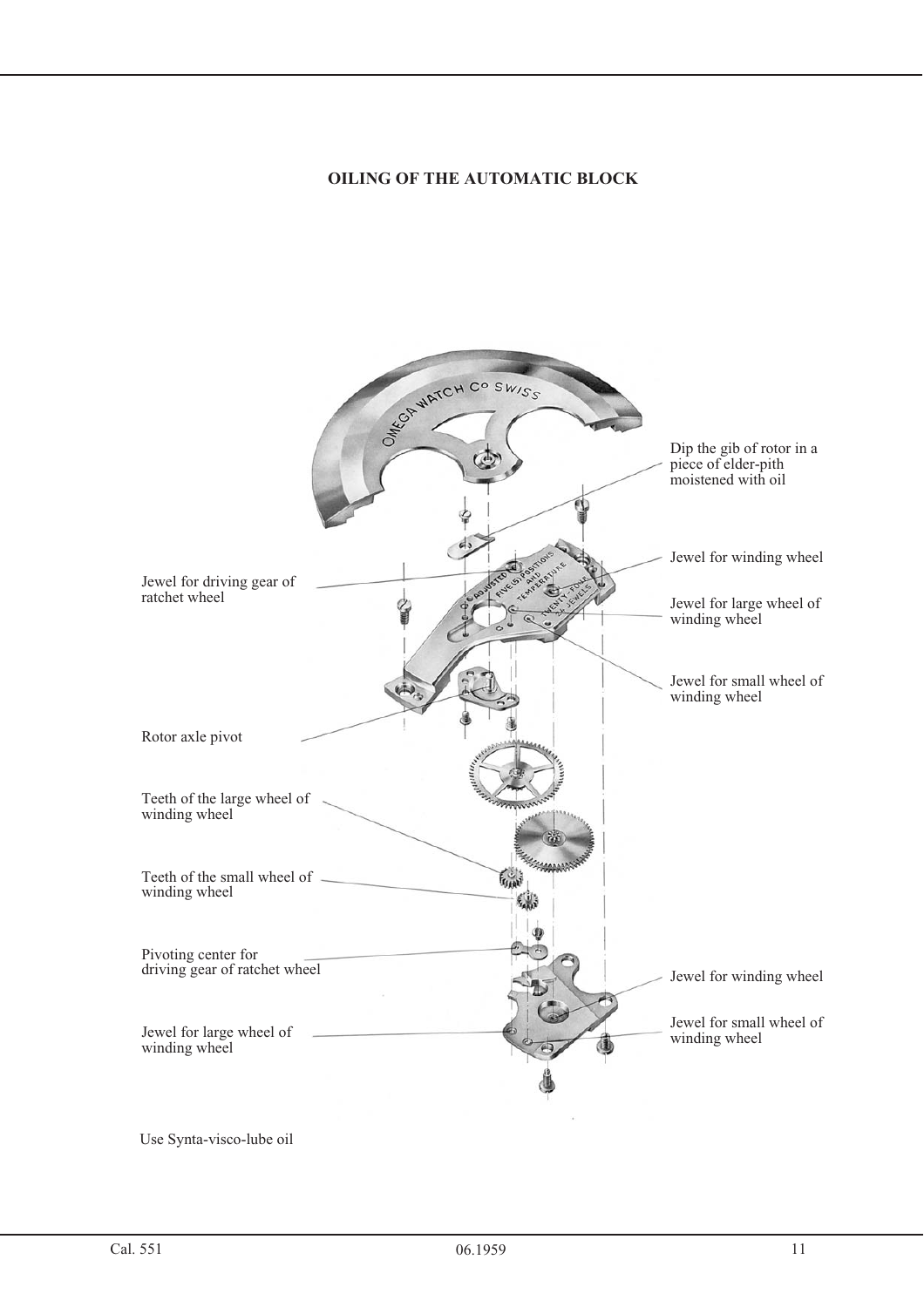## OILING OF THE AUTOMATIC BLOCK

Dip the gib of rotor in a piece of elder-pith moistened with oil

Jewel for winding wheel

Jewel for driving gear of ratchet wheel

Jewel for large wheel of winding wheel

Jewel for small wheel of winding wheel

Rotor axle pivot

Teeth of the large wheel of winding wheel

Teeth of the small wheel of winding wheel

Pivoting center for driving gear of ratchet wheel

Jewel for winding wheel

Jewel for small wheel of winding wheel

Jewel for large wheel of winding wheel

Use Synta-visco-lube oil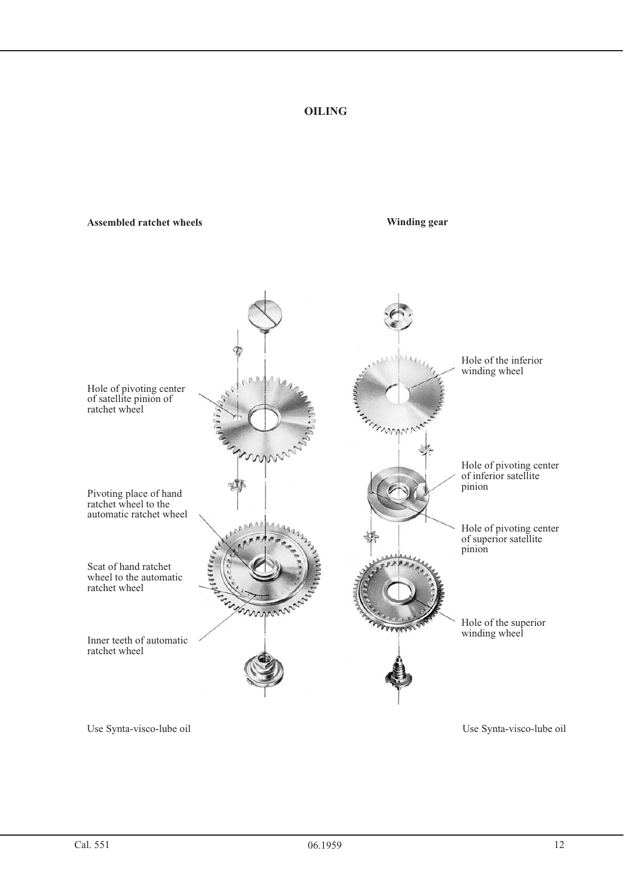# OILING

**Assembled ratchet wheels**

Hole of pivoting center of satellite pinion of ratchet wheel

Pivoting place of hand ratchet wheel to the automatic ratchet wheel

Scat of hand ratchet wheel to the automatic ratchet wheel

Inner teeth of automatic ratchet wheel

Use Synta-visco-lube oil

**Winding gear**

Hole of the inferior winding wheel

Hole of pivoting center of inferior satellite pinion

Hole of pivoting center of superior satellite pinion

Hole of the superior winding wheel

Use Synta-visco-lube oil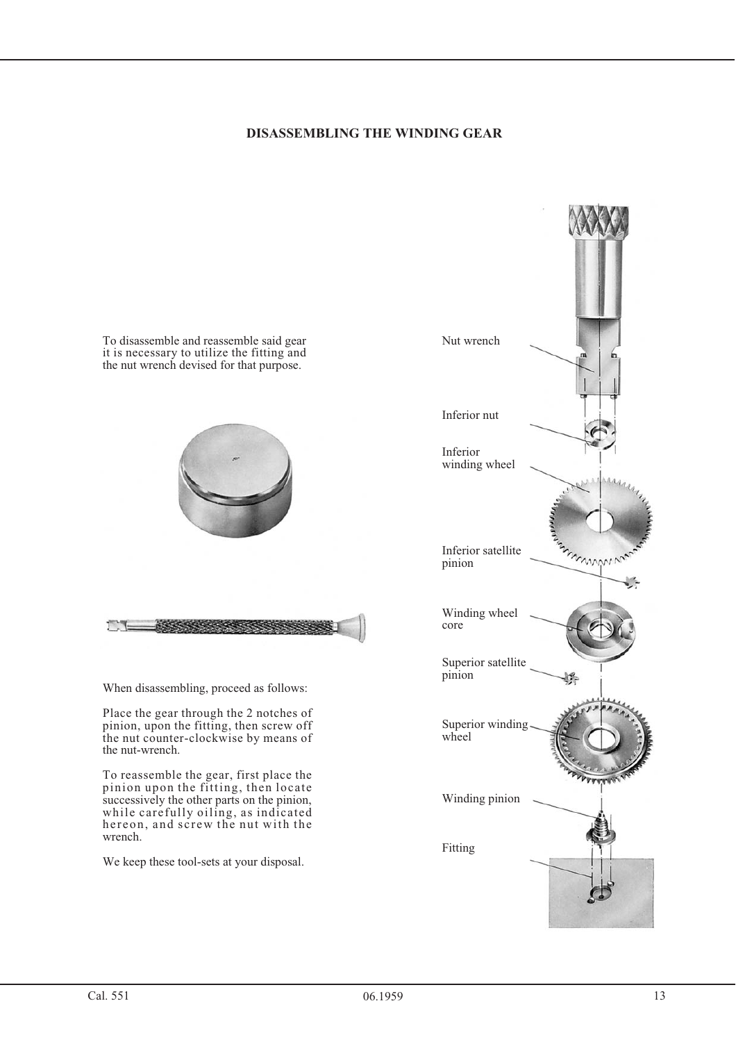## DISASSEMBLING THE WINDING GEAR

To disassemble and reassemble said gear it is necessary to utilize the fitting and the nut wrench devised for that purpose.

When disassembling, proceed as follows:

Place the gear through the 2 notches of pinion, upon the fitting, then screw off the nut counter-clockwise by means of the nut-wrench.

To reassemble the gear, first place the pinion upon the fitting, then locate successively the other parts on the pinion, while carefully oiling, as indicated hereon, and screw the nut with the wrench.

We keep these tool-sets at your disposal.

Nut wrench

Inferior nut

Inferior winding wheel

Inferior satellite pinion

Winding wheel core

Superior satellite pinion

Superior winding wheel

Winding pinion

Fitting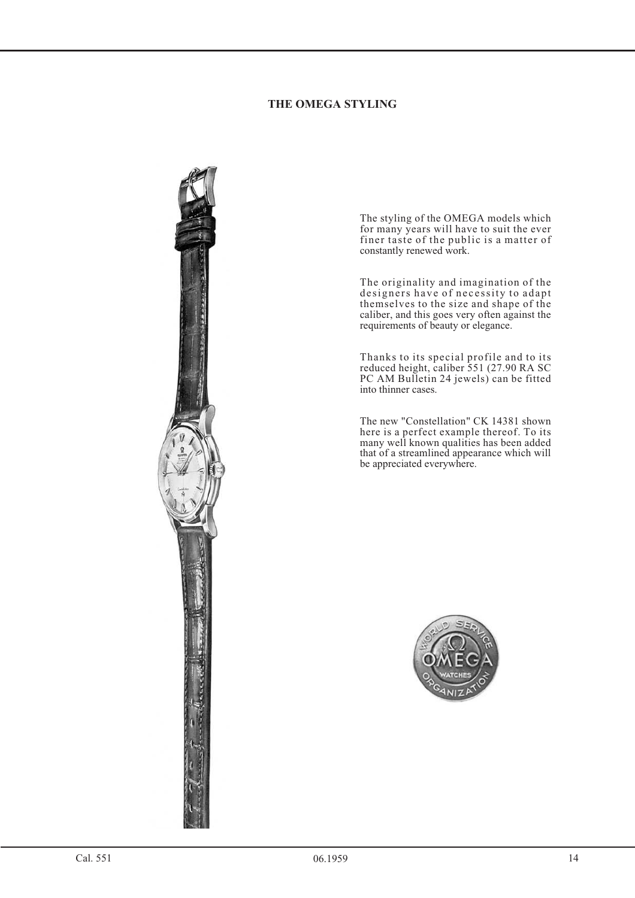## THE OMEGA STYLING

The styling of the OMEGA models which for many years will have to suit the ever finer taste of the public is a matter of constantly renewed work.

The originality and imagination of the designers have of necessity to adapt themselves to the size and shape of the caliber, and this goes very often against the requirements of beauty or elegance.

Thanks to its special profile and to its reduced height, caliber 551 (27.90 RA SC PC AM Bulletin 24 jewels) can be fitted into thinner cases.

The new "Constellation" CK 14381 shown here is a perfect example thereof. To its many well known qualities has been added that of a streamlined appearance which will be appreciated everywhere.